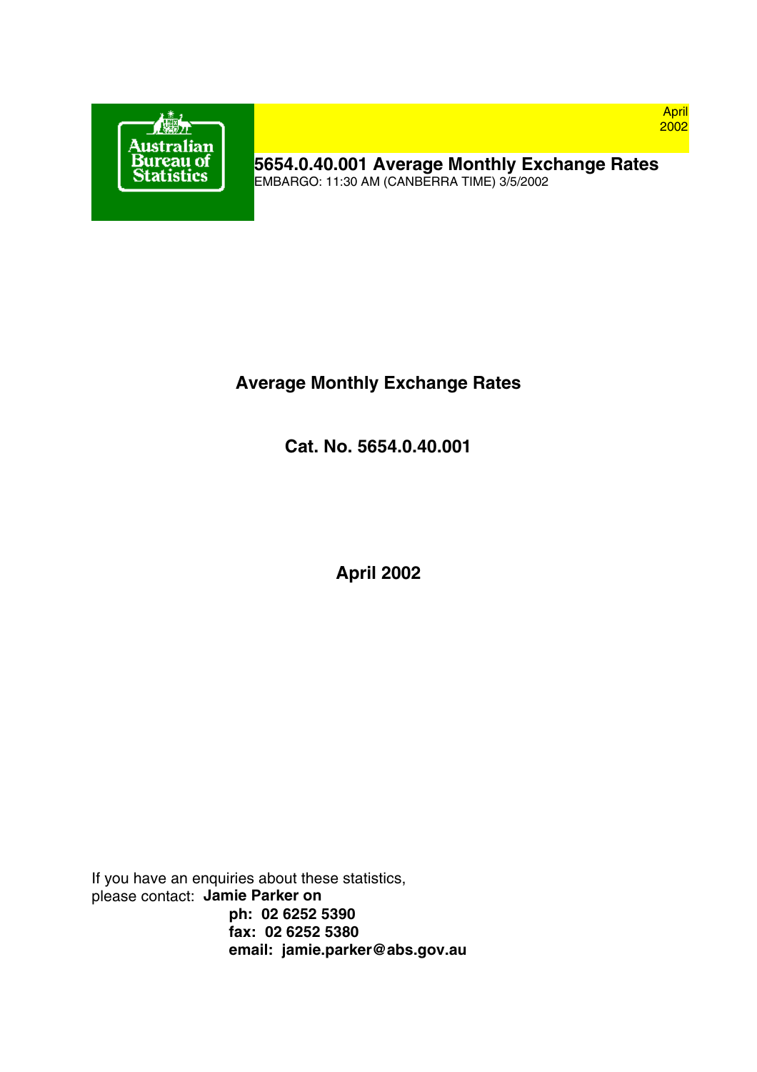Australian Bureau of Statistics

April 2002

**5654.0.40.001 Average Monthly Exchange Rates**
EMBARGO: 11:30 AM (CANBERRA TIME) 3/5/2002

# Average Monthly Exchange Rates

## Cat. No. 5654.0.40.001

## April 2002

If you have an enquiries about these statistics,
please contact: **Jamie Parker on**
**ph: 02 6252 5390**
**fax: 02 6252 5380**
**email: jamie.parker@abs.gov.au**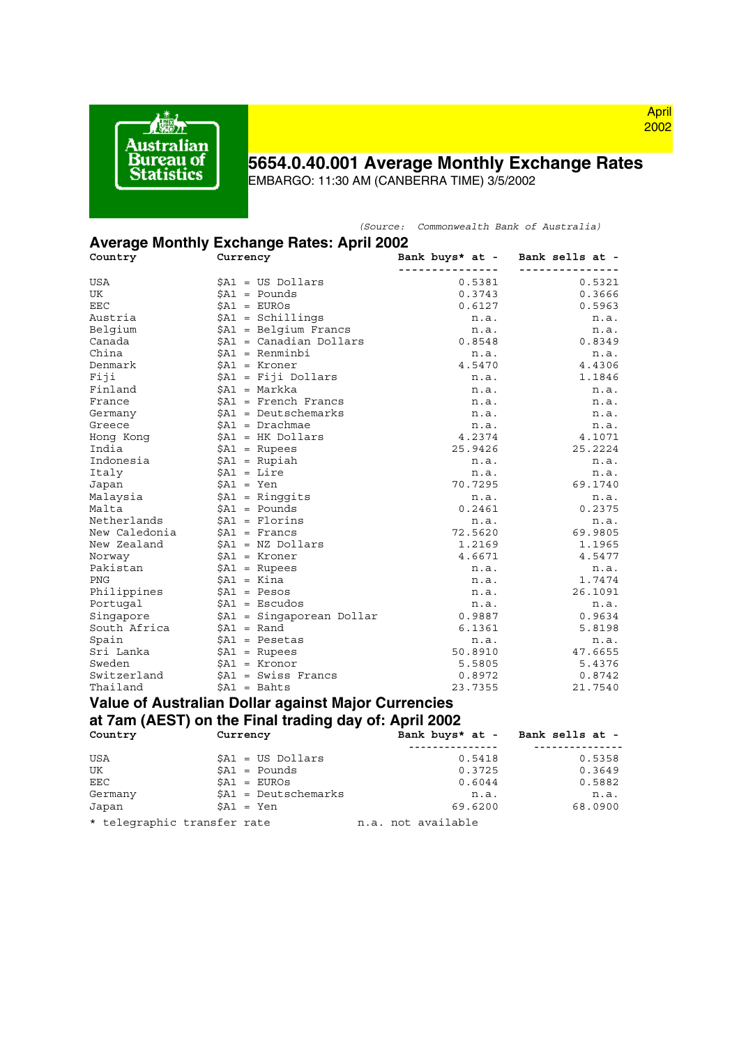Australian Bureau of Statistics

April 2002

# 5654.0.40.001 Average Monthly Exchange Rates

EMBARGO: 11:30 AM (CANBERRA TIME) 3/5/2002

*(Source: Commonwealth Bank of Australia)*

## Average Monthly Exchange Rates: April 2002

| Country | Currency | Bank buys* at - | Bank sells at - |
|---|---|---|---|
| USA | $A1 = US Dollars | 0.5381 | 0.5321 |
| UK | $A1 = Pounds | 0.3743 | 0.3666 |
| EEC | $A1 = EUROs | 0.6127 | 0.5963 |
| Austria | $A1 = Schillings | n.a. | n.a. |
| Belgium | $A1 = Belgium Francs | n.a. | n.a. |
| Canada | $A1 = Canadian Dollars | 0.8548 | 0.8349 |
| China | $A1 = Renminbi | n.a. | n.a. |
| Denmark | $A1 = Kroner | 4.5470 | 4.4306 |
| Fiji | $A1 = Fiji Dollars | n.a. | 1.1846 |
| Finland | $A1 = Markka | n.a. | n.a. |
| France | $A1 = French Francs | n.a. | n.a. |
| Germany | $A1 = Deutschemarks | n.a. | n.a. |
| Greece | $A1 = Drachmae | n.a. | n.a. |
| Hong Kong | $A1 = HK Dollars | 4.2374 | 4.1071 |
| India | $A1 = Rupees | 25.9426 | 25.2224 |
| Indonesia | $A1 = Rupiah | n.a. | n.a. |
| Italy | $A1 = Lire | n.a. | n.a. |
| Japan | $A1 = Yen | 70.7295 | 69.1740 |
| Malaysia | $A1 = Ringgits | n.a. | n.a. |
| Malta | $A1 = Pounds | 0.2461 | 0.2375 |
| Netherlands | $A1 = Florins | n.a. | n.a. |
| New Caledonia | $A1 = Francs | 72.5620 | 69.9805 |
| New Zealand | $A1 = NZ Dollars | 1.2169 | 1.1965 |
| Norway | $A1 = Kroner | 4.6671 | 4.5477 |
| Pakistan | $A1 = Rupees | n.a. | n.a. |
| PNG | $A1 = Kina | n.a. | 1.7474 |
| Philippines | $A1 = Pesos | n.a. | 26.1091 |
| Portugal | $A1 = Escudos | n.a. | n.a. |
| Singapore | $A1 = Singaporean Dollar | 0.9887 | 0.9634 |
| South Africa | $A1 = Rand | 6.1361 | 5.8198 |
| Spain | $A1 = Pesetas | n.a. | n.a. |
| Sri Lanka | $A1 = Rupees | 50.8910 | 47.6655 |
| Sweden | $A1 = Kronor | 5.5805 | 5.4376 |
| Switzerland | $A1 = Swiss Francs | 0.8972 | 0.8742 |
| Thailand | $A1 = Bahts | 23.7355 | 21.7540 |

## Value of Australian Dollar against Major Currencies at 7am (AEST) on the Final trading day of: April 2002

| Country | Currency | Bank buys* at - | Bank sells at - |
|---|---|---|---|
| USA | $A1 = US Dollars | 0.5418 | 0.5358 |
| UK | $A1 = Pounds | 0.3725 | 0.3649 |
| EEC | $A1 = EUROs | 0.6044 | 0.5882 |
| Germany | $A1 = Deutschemarks | n.a. | n.a. |
| Japan | $A1 = Yen | 69.6200 | 68.0900 |

* telegraphic transfer rate    n.a. not available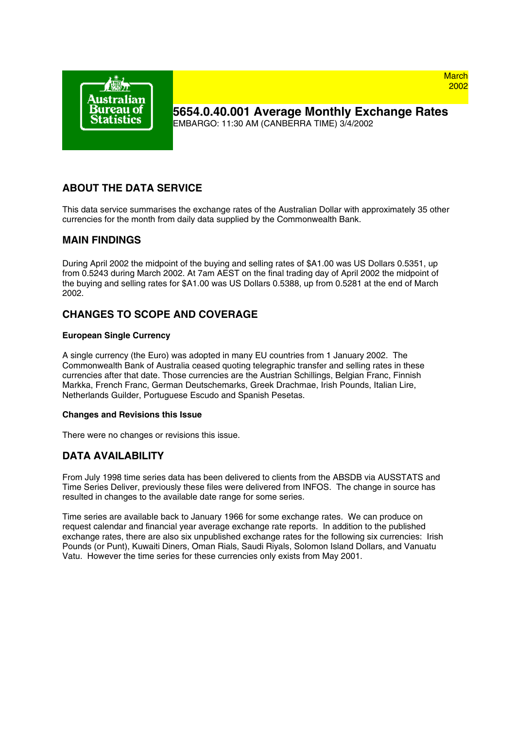March
2002

# 5654.0.40.001 Average Monthly Exchange Rates

EMBARGO: 11:30 AM (CANBERRA TIME) 3/4/2002

## ABOUT THE DATA SERVICE

This data service summarises the exchange rates of the Australian Dollar with approximately 35 other currencies for the month from daily data supplied by the Commonwealth Bank.

## MAIN FINDINGS

During April 2002 the midpoint of the buying and selling rates of $A1.00 was US Dollars 0.5351, up from 0.5243 during March 2002. At 7am AEST on the final trading day of April 2002 the midpoint of the buying and selling rates for $A1.00 was US Dollars 0.5388, up from 0.5281 at the end of March 2002.

## CHANGES TO SCOPE AND COVERAGE

### European Single Currency

A single currency (the Euro) was adopted in many EU countries from 1 January 2002. The Commonwealth Bank of Australia ceased quoting telegraphic transfer and selling rates in these currencies after that date. Those currencies are the Austrian Schillings, Belgian Franc, Finnish Markka, French Franc, German Deutschemarks, Greek Drachmae, Irish Pounds, Italian Lire, Netherlands Guilder, Portuguese Escudo and Spanish Pesetas.

### Changes and Revisions this Issue

There were no changes or revisions this issue.

## DATA AVAILABILITY

From July 1998 time series data has been delivered to clients from the ABSDB via AUSSTATS and Time Series Deliver, previously these files were delivered from INFOS. The change in source has resulted in changes to the available date range for some series.

Time series are available back to January 1966 for some exchange rates. We can produce on request calendar and financial year average exchange rate reports. In addition to the published exchange rates, there are also six unpublished exchange rates for the following six currencies: Irish Pounds (or Punt), Kuwaiti Diners, Oman Rials, Saudi Riyals, Solomon Island Dollars, and Vanuatu Vatu. However the time series for these currencies only exists from May 2001.